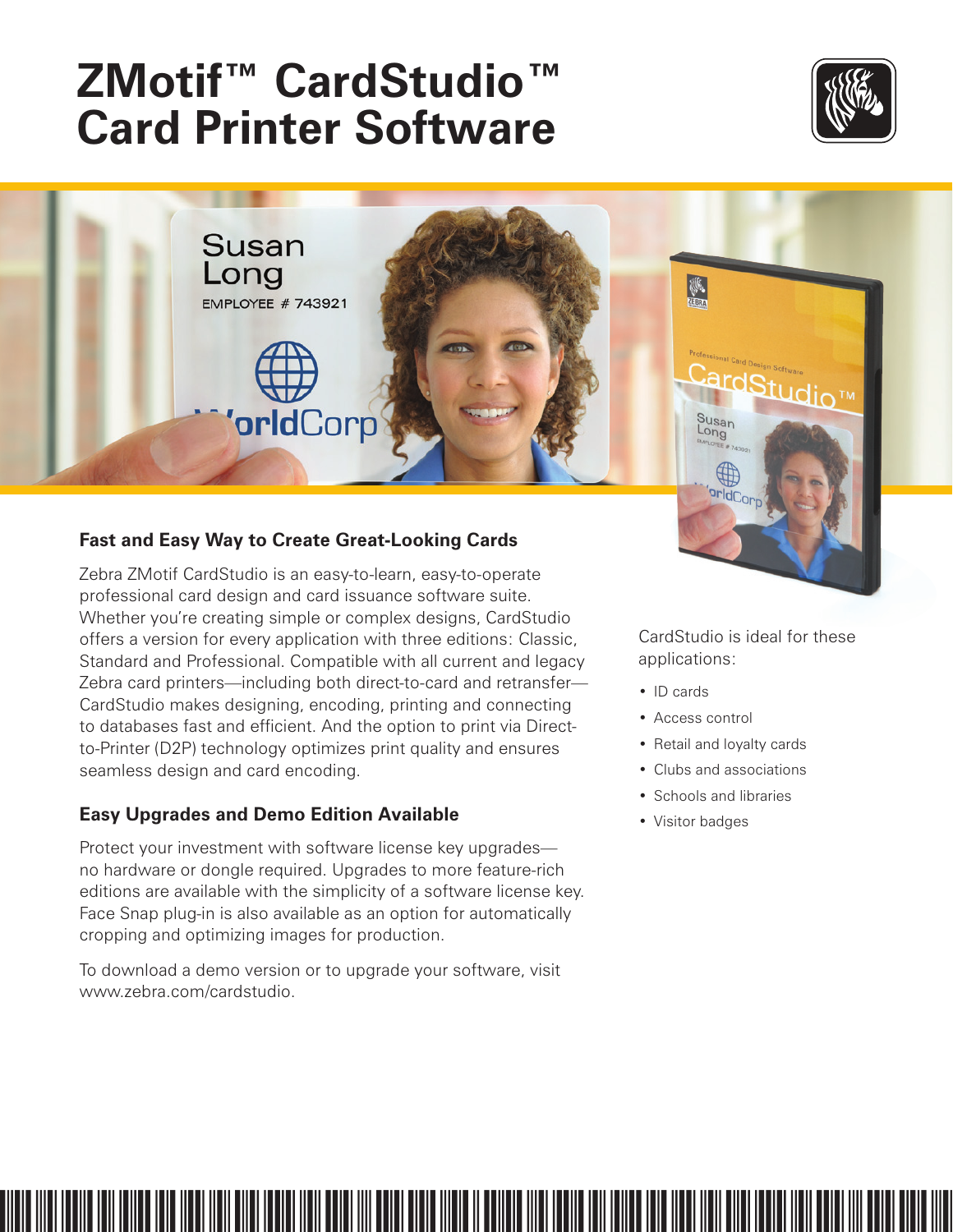# ZMotif™ CardStudio™ Card Printer Software

## Fast and Easy Way to Create Great-Looking Cards

Zebra ZMotif CardStudio is an easy-to-learn, easy-to-operate professional card design and card issuance software suite. Whether you're creating simple or complex designs, CardStudio offers a version for every application with three editions: Classic, Standard and Professional. Compatible with all current and legacy Zebra card printers—including both direct-to-card and retransfer—CardStudio makes designing, encoding, printing and connecting to databases fast and efficient. And the option to print via Direct-to-Printer (D2P) technology optimizes print quality and ensures seamless design and card encoding.

## Easy Upgrades and Demo Edition Available

Protect your investment with software license key upgrades—no hardware or dongle required. Upgrades to more feature-rich editions are available with the simplicity of a software license key. Face Snap plug-in is also available as an option for automatically cropping and optimizing images for production.

To download a demo version or to upgrade your software, visit www.zebra.com/cardstudio.

CardStudio is ideal for these applications:

- ID cards
- Access control
- Retail and loyalty cards
- Clubs and associations
- Schools and libraries
- Visitor badges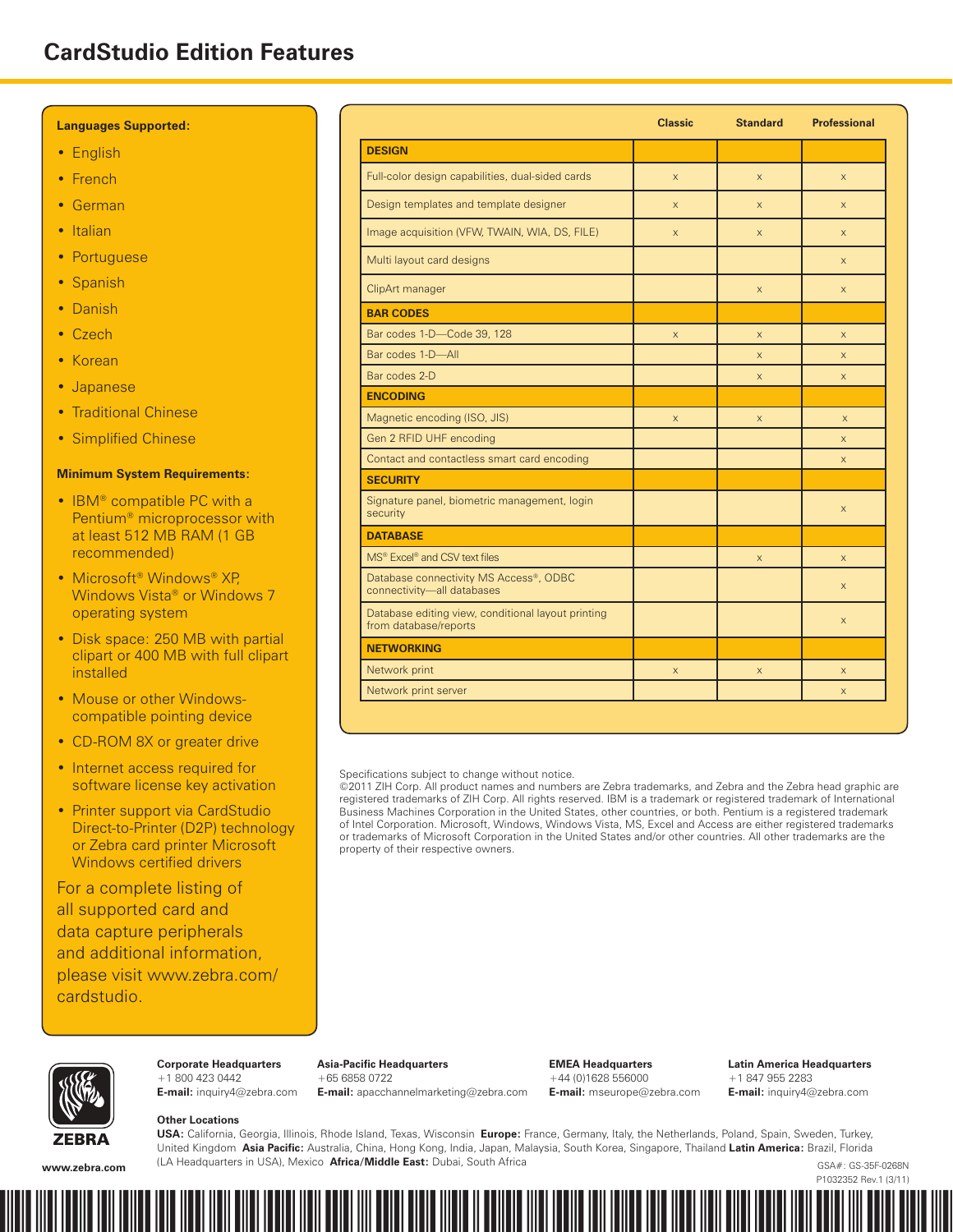# CardStudio Edition Features

**Languages Supported:**

- English
- French
- German
- Italian
- Portuguese
- Spanish
- Danish
- Czech
- Korean
- Japanese
- Traditional Chinese
- Simplified Chinese

**Minimum System Requirements:**

- IBM® compatible PC with a Pentium® microprocessor with at least 512 MB RAM (1 GB recommended)
- Microsoft® Windows® XP, Windows Vista® or Windows 7 operating system
- Disk space: 250 MB with partial clipart or 400 MB with full clipart installed
- Mouse or other Windows-compatible pointing device
- CD-ROM 8X or greater drive
- Internet access required for software license key activation
- Printer support via CardStudio Direct-to-Printer (D2P) technology or Zebra card printer Microsoft Windows certified drivers

For a complete listing of all supported card and data capture peripherals and additional information, please visit www.zebra.com/cardstudio.

| | Classic | Standard | Professional |
|---|---|---|---|
| **DESIGN** | | | |
| Full-color design capabilities, dual-sided cards | x | x | x |
| Design templates and template designer | x | x | x |
| Image acquisition (VFW, TWAIN, WIA, DS, FILE) | x | x | x |
| Multi layout card designs | | | x |
| ClipArt manager | | x | x |
| **BAR CODES** | | | |
| Bar codes 1-D—Code 39, 128 | x | x | x |
| Bar codes 1-D—All | | x | x |
| Bar codes 2-D | | x | x |
| **ENCODING** | | | |
| Magnetic encoding (ISO, JIS) | x | x | x |
| Gen 2 RFID UHF encoding | | | x |
| Contact and contactless smart card encoding | | | x |
| **SECURITY** | | | |
| Signature panel, biometric management, login security | | | x |
| **DATABASE** | | | |
| MS® Excel® and CSV text files | | x | x |
| Database connectivity MS Access®, ODBC connectivity—all databases | | | x |
| Database editing view, conditional layout printing from database/reports | | | x |
| **NETWORKING** | | | |
| Network print | x | x | x |
| Network print server | | | x |

Specifications subject to change without notice.
©2011 ZIH Corp. All product names and numbers are Zebra trademarks, and Zebra and the Zebra head graphic are registered trademarks of ZIH Corp. All rights reserved. IBM is a trademark or registered trademark of International Business Machines Corporation in the United States, other countries, or both. Pentium is a registered trademark of Intel Corporation. Microsoft, Windows, Windows Vista, MS, Excel and Access are either registered trademarks or trademarks of Microsoft Corporation in the United States and/or other countries. All other trademarks are the property of their respective owners.

ZEBRA
www.zebra.com

**Corporate Headquarters**
+1 800 423 0442
**E-mail:** inquiry4@zebra.com

**Asia-Pacific Headquarters**
+65 6858 0722
**E-mail:** apacchannelmarketing@zebra.com

**EMEA Headquarters**
+44 (0)1628 556000
**E-mail:** mseurope@zebra.com

**Latin America Headquarters**
+1 847 955 2283
**E-mail:** inquiry4@zebra.com

**Other Locations**
**USA:** California, Georgia, Illinois, Rhode Island, Texas, Wisconsin **Europe:** France, Germany, Italy, the Netherlands, Poland, Spain, Sweden, Turkey, United Kingdom **Asia Pacific:** Australia, China, Hong Kong, India, Japan, Malaysia, South Korea, Singapore, Thailand **Latin America:** Brazil, Florida (LA Headquarters in USA), Mexico **Africa/Middle East:** Dubai, South Africa

GSA#: GS-35F-0268N
P1032352 Rev.1 (3/11)